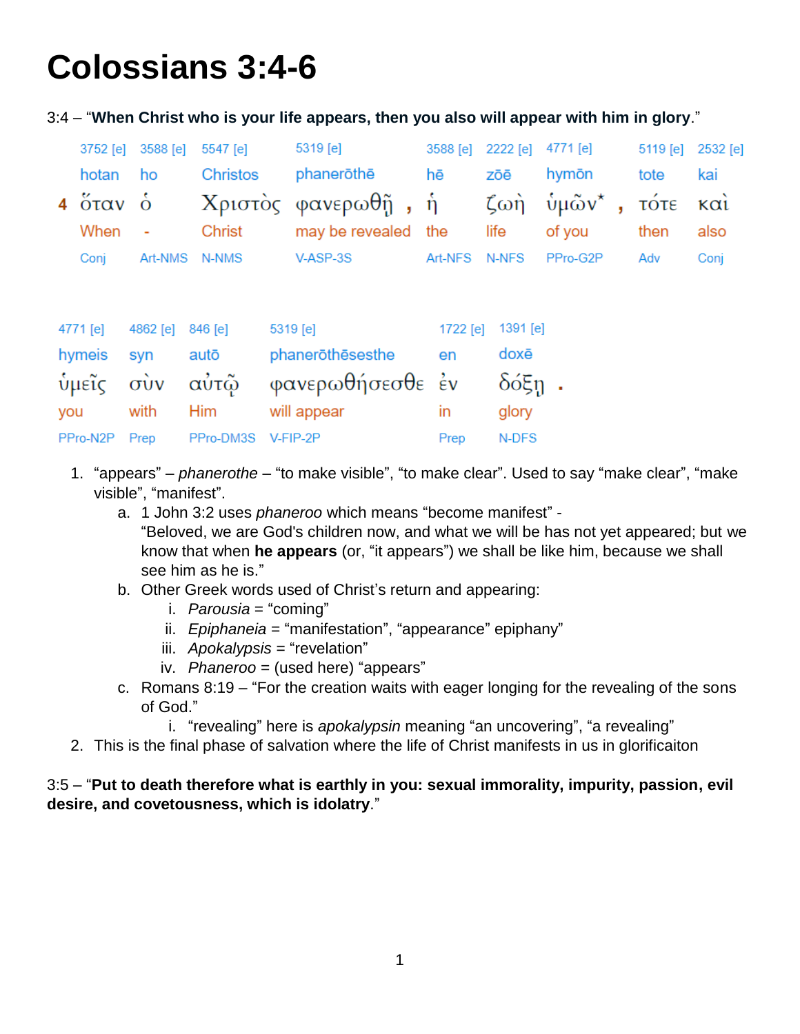# Colossians 3:4-6

3:4 – "**When Christ who is your life appears, then you also will appear with him in glory**."

| | 3752 [e] | 3588 [e] | 5547 [e] | 5319 [e] | | 3588 [e] | 2222 [e] | 4771 [e] | | 5119 [e] | 2532 [e] |
|---|---|---|---|---|---|---|---|---|---|---|---|
| | hotan | ho | Christos | phanerōthē | | hē | zōē | hymōn | | tote | kai |
| 4 | ὅταν | ὁ | Χριστὸς | φανερωθῇ | , | ἡ | ζωὴ | ὑμῶν* | , | τότε | καὶ |
| | When | - | Christ | may be revealed | | the | life | of you | | then | also |
| | Conj | Art-NMS | N-NMS | V-ASP-3S | | Art-NFS | N-NFS | PPro-G2P | | Adv | Conj |

| 4771 [e] | 4862 [e] | 846 [e] | 5319 [e] | 1722 [e] | 1391 [e] | |
|---|---|---|---|---|---|---|
| hymeis | syn | autō | phanerōthēsesthe | en | doxē | |
| ὑμεῖς | σὺν | αὐτῷ | φανερωθήσεσθε | ἐν | δόξῃ | . |
| you | with | Him | will appear | in | glory | |
| PPro-N2P | Prep | PPro-DM3S | V-FIP-2P | Prep | N-DFS | |

1. "appears" – *phanerothe* – "to make visible", "to make clear". Used to say "make clear", "make visible", "manifest".
   a. 1 John 3:2 uses *phaneroo* which means "become manifest" -
      "Beloved, we are God's children now, and what we will be has not yet appeared; but we know that when **he appears** (or, "it appears") we shall be like him, because we shall see him as he is."
   b. Other Greek words used of Christ's return and appearing:
      i. *Parousia* = "coming"
      ii. *Epiphaneia* = "manifestation", "appearance" epiphany"
      iii. *Apokalypsis* = "revelation"
      iv. *Phaneroo* = (used here) "appears"
   c. Romans 8:19 – "For the creation waits with eager longing for the revealing of the sons of God."
      i. "revealing" here is *apokalypsin* meaning "an uncovering", "a revealing"
2. This is the final phase of salvation where the life of Christ manifests in us in glorificaiton

3:5 – "**Put to death therefore what is earthly in you: sexual immorality, impurity, passion, evil desire, and covetousness, which is idolatry**."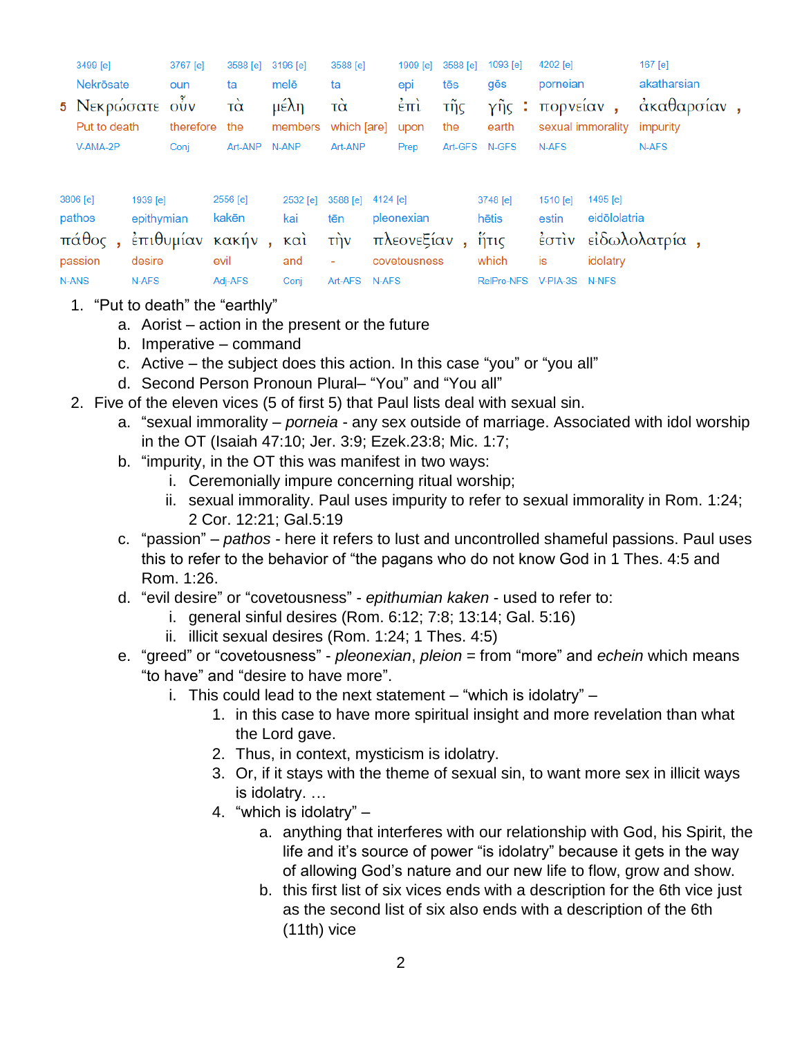| 5 | 3499 [e] | 3767 [e] | 3588 [e] | 3196 [e] | 3588 [e] | 1909 [e] | 3588 [e] | 1093 [e] | | 4202 [e] | | 167 [e] | |
|---|---|---|---|---|---|---|---|---|---|---|---|---|---|
| | Nekrōsate | oun | ta | melē | ta | epi | tēs | gēs | | porneian | | akatharsian | |
| | Νεκρώσατε | οὖν | τὰ | μέλη | τὰ | ἐπὶ | τῆς | γῆς | : | πορνείαν | , | ἀκαθαρσίαν | , |
| | Put to death | therefore | the | members | which [are] | upon | the | earth | | sexual immorality | | impurity | |
| | V-AMA-2P | Conj | Art-ANP | N-ANP | Art-ANP | Prep | Art-GFS | N-GFS | | N-AFS | | N-AFS | |

| 3806 [e] | | 1939 [e] | 2556 [e] | | 2532 [e] | 3588 [e] | 4124 [e] | | 3748 [e] | 1510 [e] | 1495 [e] | |
|---|---|---|---|---|---|---|---|---|---|---|---|---|
| pathos | | epithymian | kakēn | | kai | tēn | pleonexian | | hētis | estin | eidōlolatria | |
| πάθος | , | ἐπιθυμίαν | κακήν | , | καὶ | τὴν | πλεονεξίαν | , | ἥτις | ἐστὶν | εἰδωλολατρία | , |
| passion | | desire | evil | | and | - | covetousness | | which | is | idolatry | |
| N-ANS | | N-AFS | Adj-AFS | | Conj | Art-AFS | N-AFS | | RelPro-NFS | V-PIA-3S | N-NFS | |

1. “Put to death” the “earthly”
   a. Aorist – action in the present or the future
   b. Imperative – command
   c. Active – the subject does this action. In this case “you” or “you all”
   d. Second Person Pronoun Plural– “You” and “You all”
2. Five of the eleven vices (5 of first 5) that Paul lists deal with sexual sin.
   a. “sexual immorality – *porneia* - any sex outside of marriage. Associated with idol worship in the OT (Isaiah 47:10; Jer. 3:9; Ezek.23:8; Mic. 1:7;
   b. “impurity, in the OT this was manifest in two ways:
      i. Ceremonially impure concerning ritual worship;
      ii. sexual immorality. Paul uses impurity to refer to sexual immorality in Rom. 1:24; 2 Cor. 12:21; Gal.5:19
   c. “passion” – *pathos* - here it refers to lust and uncontrolled shameful passions. Paul uses this to refer to the behavior of “the pagans who do not know God in 1 Thes. 4:5 and Rom. 1:26.
   d. “evil desire” or “covetousness” - *epithumian kaken* - used to refer to:
      i. general sinful desires (Rom. 6:12; 7:8; 13:14; Gal. 5:16)
      ii. illicit sexual desires (Rom. 1:24; 1 Thes. 4:5)
   e. “greed” or “covetousness” - *pleonexian*, *pleion* = from “more” and *echein* which means “to have” and “desire to have more”.
      i. This could lead to the next statement – “which is idolatry” –
         1. in this case to have more spiritual insight and more revelation than what the Lord gave.
         2. Thus, in context, mysticism is idolatry.
         3. Or, if it stays with the theme of sexual sin, to want more sex in illicit ways is idolatry. …
         4. “which is idolatry” –
            a. anything that interferes with our relationship with God, his Spirit, the life and it’s source of power “is idolatry” because it gets in the way of allowing God’s nature and our new life to flow, grow and show.
            b. this first list of six vices ends with a description for the 6th vice just as the second list of six also ends with a description of the 6th (11th) vice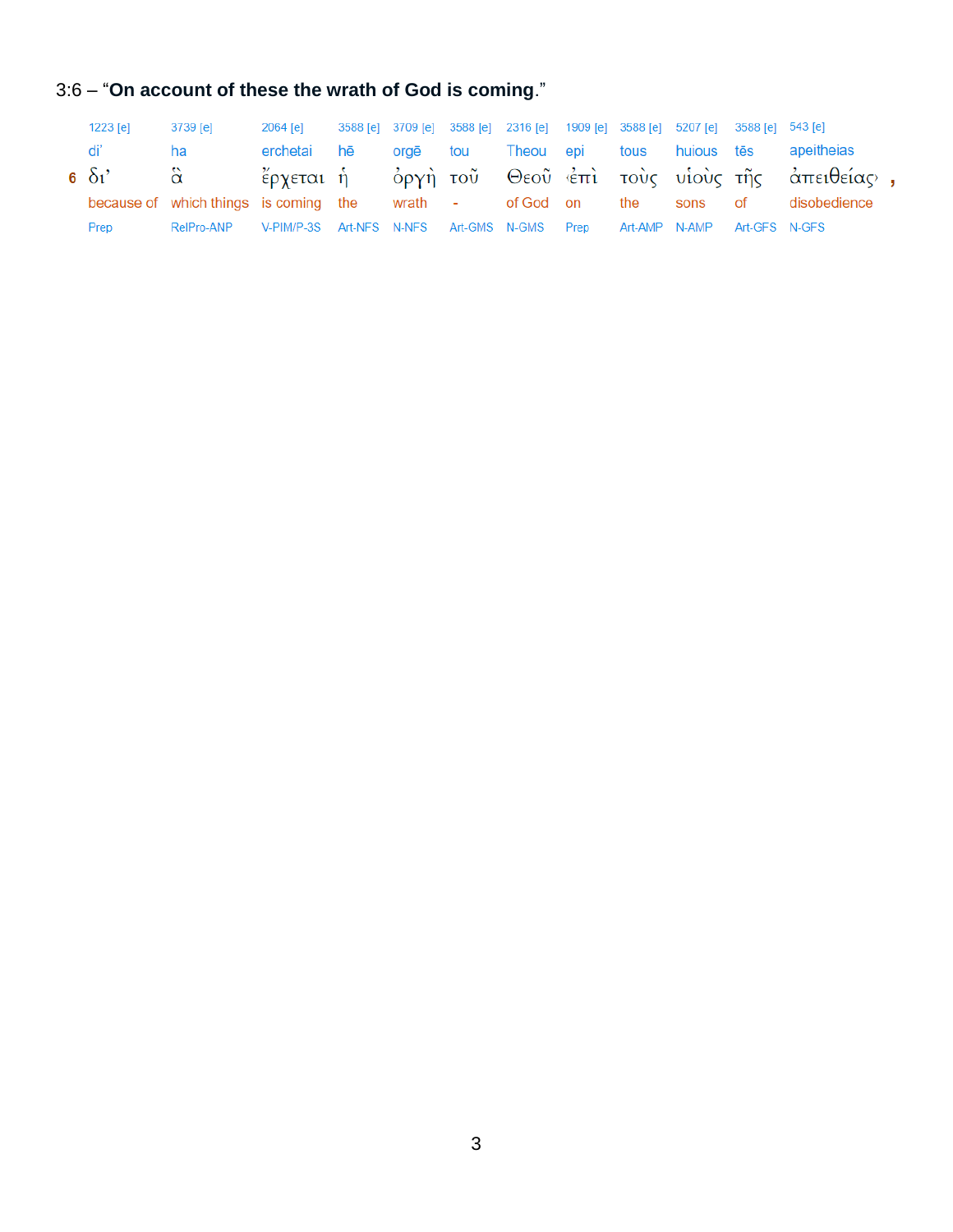3:6 – “**On account of these the wrath of God is coming**.”

| | | | | | | | | | | | | |
|---|---|---|---|---|---|---|---|---|---|---|---|---|
| | 1223 [e] | 3739 [e] | 2064 [e] | 3588 [e] | 3709 [e] | 3588 [e] | 2316 [e] | 1909 [e] | 3588 [e] | 5207 [e] | 3588 [e] | 543 [e] |
| | di’ | ha | erchetai | hē | orgē | tou | Theou | epi | tous | huious | tēs | apeitheias |
| 6 | δι’ | ἃ | ἔρχεται | ἡ | ὀργὴ | τοῦ | Θεοῦ | ‹ἐπὶ | τοὺς | υἱοὺς | τῆς | ἀπειθείας› , |
| | because of | which things | is coming | the | wrath | - | of God | on | the | sons | of | disobedience |
| | Prep | RelPro-ANP | V-PIM/P-3S | Art-NFS | N-NFS | Art-GMS | N-GMS | Prep | Art-AMP | N-AMP | Art-GFS | N-GFS |